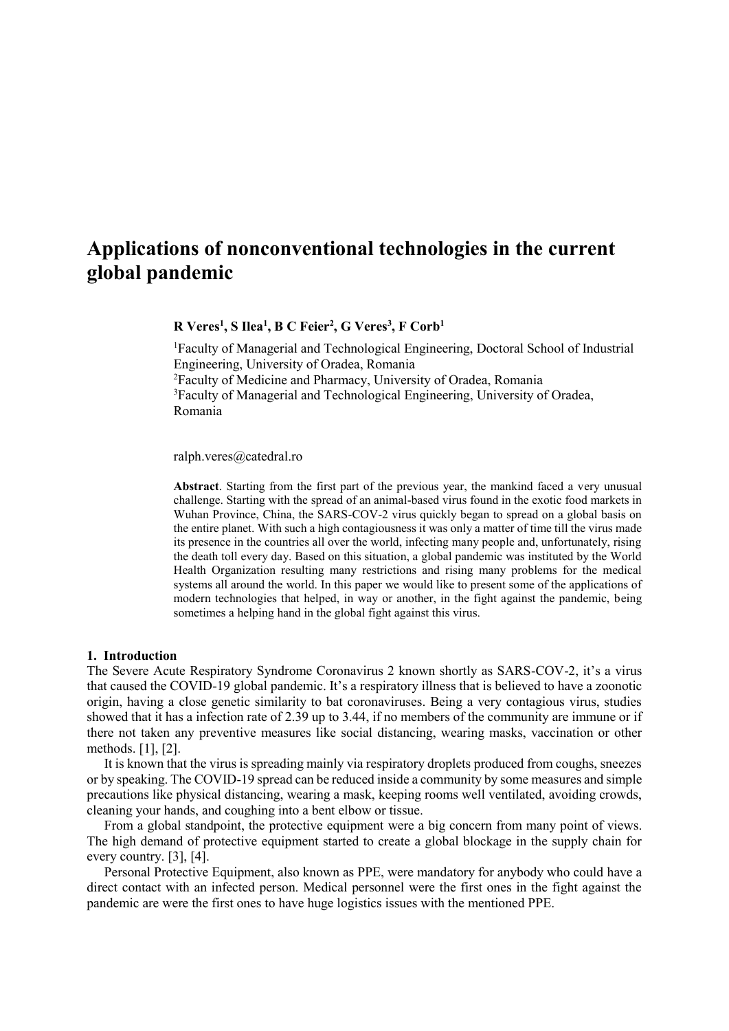# Applications of nonconventional technologies in the current global pandemic

**R Veres[1], S Ilea[1], B C Feier[2], G Veres[3], F Corb[1]**

[1]Faculty of Managerial and Technological Engineering, Doctoral School of Industrial Engineering, University of Oradea, Romania
[2]Faculty of Medicine and Pharmacy, University of Oradea, Romania
[3]Faculty of Managerial and Technological Engineering, University of Oradea, Romania

ralph.veres@catedral.ro

**Abstract**. Starting from the first part of the previous year, the mankind faced a very unusual challenge. Starting with the spread of an animal-based virus found in the exotic food markets in Wuhan Province, China, the SARS-COV-2 virus quickly began to spread on a global basis on the entire planet. With such a high contagiousness it was only a matter of time till the virus made its presence in the countries all over the world, infecting many people and, unfortunately, rising the death toll every day. Based on this situation, a global pandemic was instituted by the World Health Organization resulting many restrictions and rising many problems for the medical systems all around the world. In this paper we would like to present some of the applications of modern technologies that helped, in way or another, in the fight against the pandemic, being sometimes a helping hand in the global fight against this virus.

## 1. Introduction

The Severe Acute Respiratory Syndrome Coronavirus 2 known shortly as SARS-COV-2, it's a virus that caused the COVID-19 global pandemic. It's a respiratory illness that is believed to have a zoonotic origin, having a close genetic similarity to bat coronaviruses. Being a very contagious virus, studies showed that it has a infection rate of 2.39 up to 3.44, if no members of the community are immune or if there not taken any preventive measures like social distancing, wearing masks, vaccination or other methods. [1], [2].

It is known that the virus is spreading mainly via respiratory droplets produced from coughs, sneezes or by speaking. The COVID-19 spread can be reduced inside a community by some measures and simple precautions like physical distancing, wearing a mask, keeping rooms well ventilated, avoiding crowds, cleaning your hands, and coughing into a bent elbow or tissue.

From a global standpoint, the protective equipment were a big concern from many point of views. The high demand of protective equipment started to create a global blockage in the supply chain for every country. [3], [4].

Personal Protective Equipment, also known as PPE, were mandatory for anybody who could have a direct contact with an infected person. Medical personnel were the first ones in the fight against the pandemic are were the first ones to have huge logistics issues with the mentioned PPE.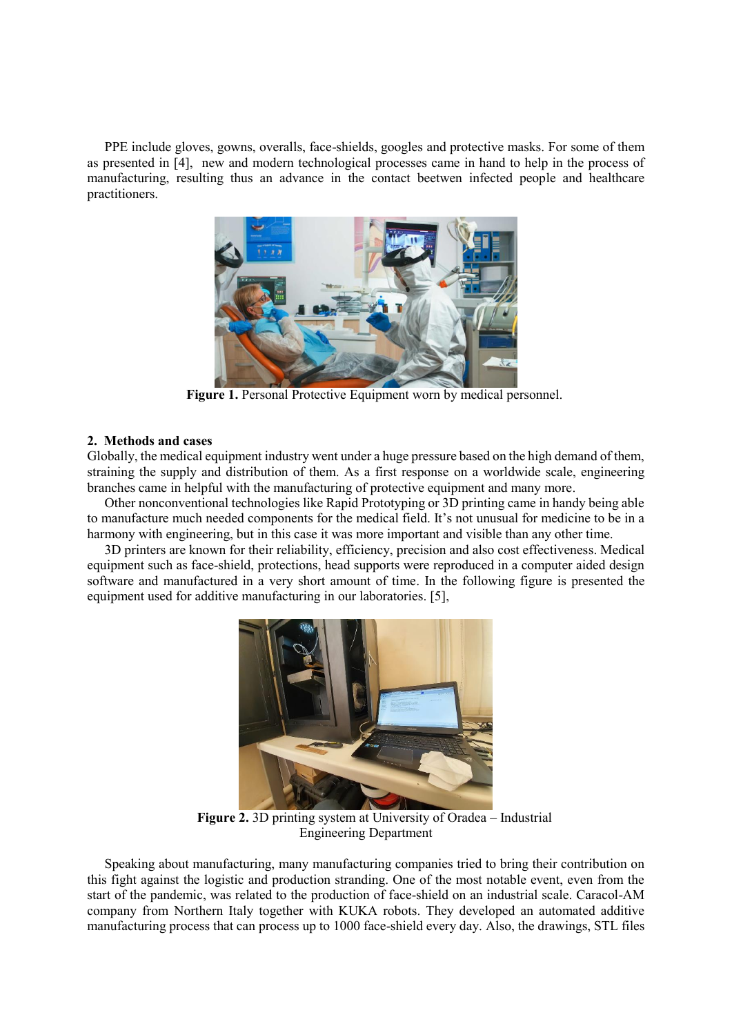PPE include gloves, gowns, overalls, face-shields, googles and protective masks. For some of them as presented in [4], new and modern technological processes came in hand to help in the process of manufacturing, resulting thus an advance in the contact beetwen infected people and healthcare practitioners.

**Figure 1.** Personal Protective Equipment worn by medical personnel.

## 2. Methods and cases

Globally, the medical equipment industry went under a huge pressure based on the high demand of them, straining the supply and distribution of them. As a first response on a worldwide scale, engineering branches came in helpful with the manufacturing of protective equipment and many more.

Other nonconventional technologies like Rapid Prototyping or 3D printing came in handy being able to manufacture much needed components for the medical field. It's not unusual for medicine to be in a harmony with engineering, but in this case it was more important and visible than any other time.

3D printers are known for their reliability, efficiency, precision and also cost effectiveness. Medical equipment such as face-shield, protections, head supports were reproduced in a computer aided design software and manufactured in a very short amount of time. In the following figure is presented the equipment used for additive manufacturing in our laboratories. [5],

**Figure 2.** 3D printing system at University of Oradea – Industrial Engineering Department

Speaking about manufacturing, many manufacturing companies tried to bring their contribution on this fight against the logistic and production stranding. One of the most notable event, even from the start of the pandemic, was related to the production of face-shield on an industrial scale. Caracol-AM company from Northern Italy together with KUKA robots. They developed an automated additive manufacturing process that can process up to 1000 face-shield every day. Also, the drawings, STL files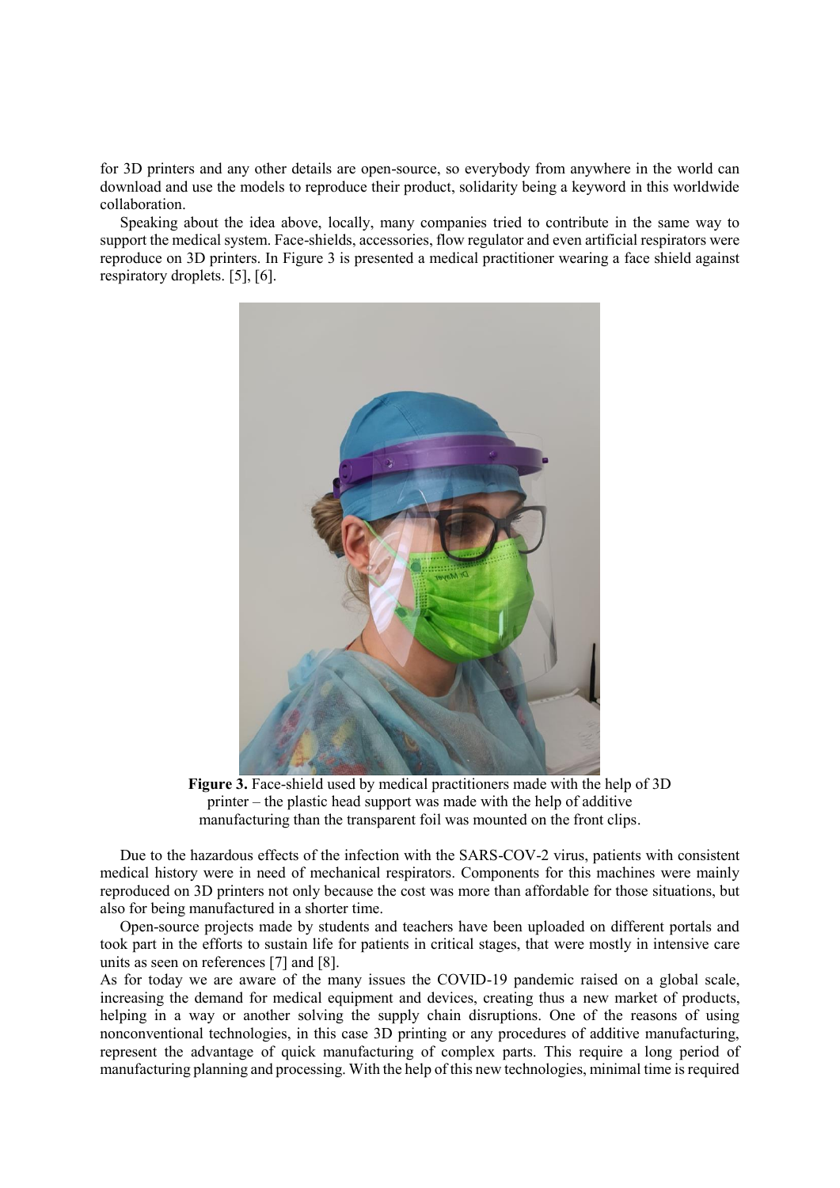for 3D printers and any other details are open-source, so everybody from anywhere in the world can download and use the models to reproduce their product, solidarity being a keyword in this worldwide collaboration.

Speaking about the idea above, locally, many companies tried to contribute in the same way to support the medical system. Face-shields, accessories, flow regulator and even artificial respirators were reproduce on 3D printers. In Figure 3 is presented a medical practitioner wearing a face shield against respiratory droplets. [5], [6].

**Figure 3.** Face-shield used by medical practitioners made with the help of 3D printer – the plastic head support was made with the help of additive manufacturing than the transparent foil was mounted on the front clips.

Due to the hazardous effects of the infection with the SARS-COV-2 virus, patients with consistent medical history were in need of mechanical respirators. Components for this machines were mainly reproduced on 3D printers not only because the cost was more than affordable for those situations, but also for being manufactured in a shorter time.

Open-source projects made by students and teachers have been uploaded on different portals and took part in the efforts to sustain life for patients in critical stages, that were mostly in intensive care units as seen on references [7] and [8].

As for today we are aware of the many issues the COVID-19 pandemic raised on a global scale, increasing the demand for medical equipment and devices, creating thus a new market of products, helping in a way or another solving the supply chain disruptions. One of the reasons of using nonconventional technologies, in this case 3D printing or any procedures of additive manufacturing, represent the advantage of quick manufacturing of complex parts. This require a long period of manufacturing planning and processing. With the help of this new technologies, minimal time is required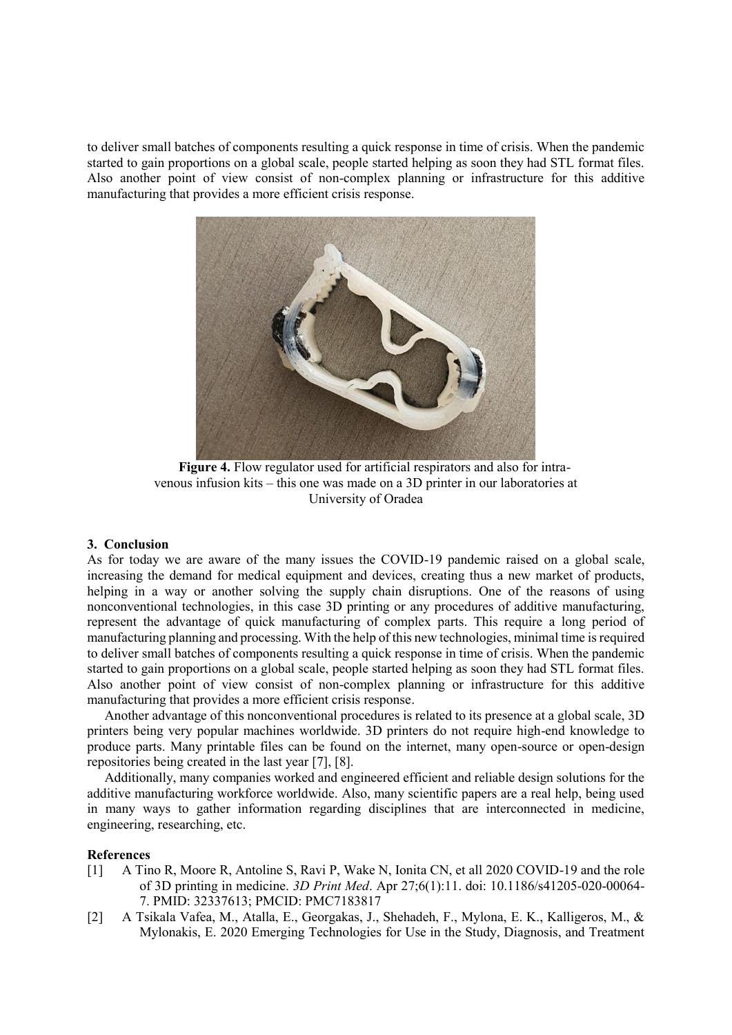to deliver small batches of components resulting a quick response in time of crisis. When the pandemic started to gain proportions on a global scale, people started helping as soon they had STL format files. Also another point of view consist of non-complex planning or infrastructure for this additive manufacturing that provides a more efficient crisis response.

**Figure 4.** Flow regulator used for artificial respirators and also for intra-venous infusion kits – this one was made on a 3D printer in our laboratories at University of Oradea

## 3. Conclusion

As for today we are aware of the many issues the COVID-19 pandemic raised on a global scale, increasing the demand for medical equipment and devices, creating thus a new market of products, helping in a way or another solving the supply chain disruptions. One of the reasons of using nonconventional technologies, in this case 3D printing or any procedures of additive manufacturing, represent the advantage of quick manufacturing of complex parts. This require a long period of manufacturing planning and processing. With the help of this new technologies, minimal time is required to deliver small batches of components resulting a quick response in time of crisis. When the pandemic started to gain proportions on a global scale, people started helping as soon they had STL format files. Also another point of view consist of non-complex planning or infrastructure for this additive manufacturing that provides a more efficient crisis response.

Another advantage of this nonconventional procedures is related to its presence at a global scale, 3D printers being very popular machines worldwide. 3D printers do not require high-end knowledge to produce parts. Many printable files can be found on the internet, many open-source or open-design repositories being created in the last year [7], [8].

Additionally, many companies worked and engineered efficient and reliable design solutions for the additive manufacturing workforce worldwide. Also, many scientific papers are a real help, being used in many ways to gather information regarding disciplines that are interconnected in medicine, engineering, researching, etc.

## References

[1] A Tino R, Moore R, Antoline S, Ravi P, Wake N, Ionita CN, et all 2020 COVID-19 and the role of 3D printing in medicine. *3D Print Med*. Apr 27;6(1):11. doi: 10.1186/s41205-020-00064-7. PMID: 32337613; PMCID: PMC7183817

[2] A Tsikala Vafea, M., Atalla, E., Georgakas, J., Shehadeh, F., Mylona, E. K., Kalligeros, M., & Mylonakis, E. 2020 Emerging Technologies for Use in the Study, Diagnosis, and Treatment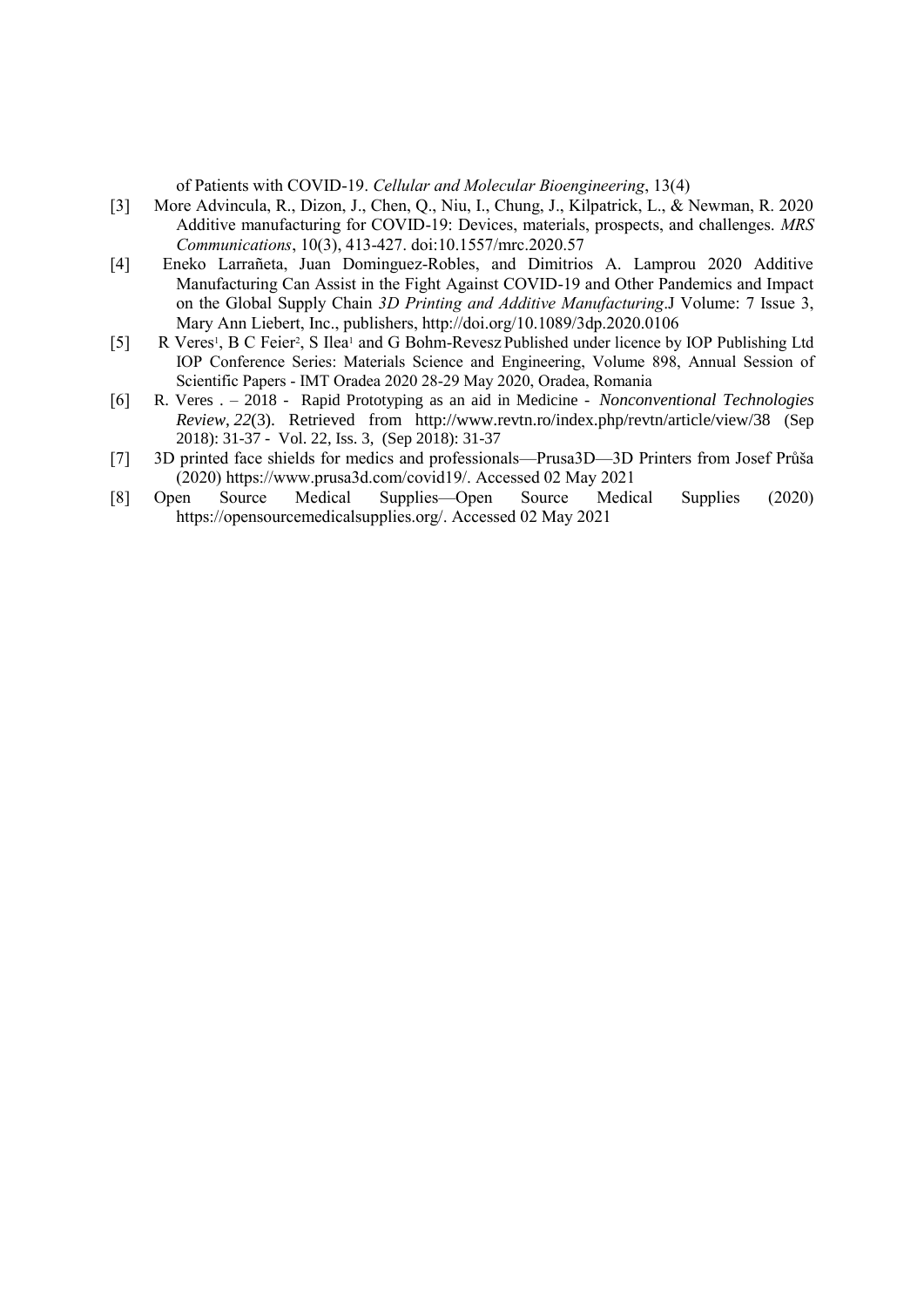of Patients with COVID-19. *Cellular and Molecular Bioengineering*, 13(4)

[3] More Advincula, R., Dizon, J., Chen, Q., Niu, I., Chung, J., Kilpatrick, L., & Newman, R. 2020 Additive manufacturing for COVID-19: Devices, materials, prospects, and challenges. *MRS Communications*, 10(3), 413-427. doi:10.1557/mrc.2020.57

[4] Eneko Larrañeta, Juan Dominguez-Robles, and Dimitrios A. Lamprou 2020 Additive Manufacturing Can Assist in the Fight Against COVID-19 and Other Pandemics and Impact on the Global Supply Chain *3D Printing and Additive Manufacturing*.J Volume: 7 Issue 3, Mary Ann Liebert, Inc., publishers, http://doi.org/10.1089/3dp.2020.0106

[5] R Veres[1], B C Feier[2], S Ilea[1] and G Bohm-Revesz Published under licence by IOP Publishing Ltd IOP Conference Series: Materials Science and Engineering, Volume 898, Annual Session of Scientific Papers - IMT Oradea 2020 28-29 May 2020, Oradea, Romania

[6] R. Veres . – 2018 - Rapid Prototyping as an aid in Medicine - *Nonconventional Technologies Review*, *22*(3). Retrieved from http://www.revtn.ro/index.php/revtn/article/view/38 (Sep 2018): 31-37 - Vol. 22, Iss. 3, (Sep 2018): 31-37

[7] 3D printed face shields for medics and professionals—Prusa3D—3D Printers from Josef Průša (2020) https://www.prusa3d.com/covid19/. Accessed 02 May 2021

[8] Open Source Medical Supplies—Open Source Medical Supplies (2020) https://opensourcemedicalsupplies.org/. Accessed 02 May 2021